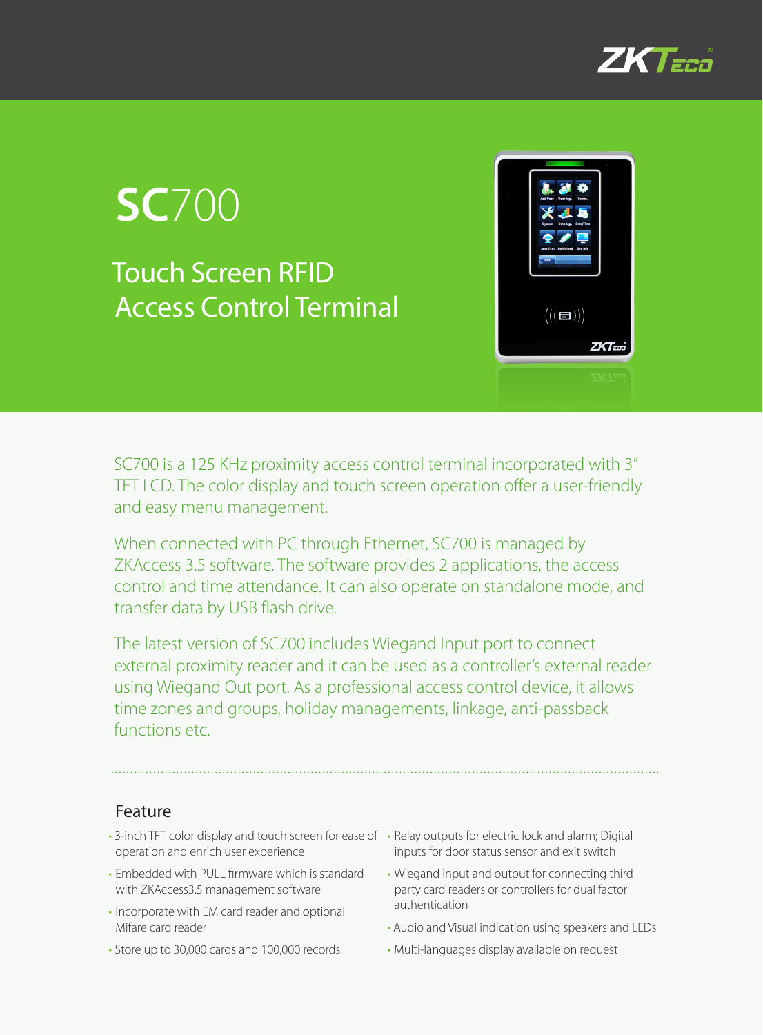# SC700

## Touch Screen RFID Access Control Terminal

SC700 is a 125 KHz proximity access control terminal incorporated with 3" TFT LCD. The color display and touch screen operation offer a user-friendly and easy menu management.

When connected with PC through Ethernet, SC700 is managed by ZKAccess 3.5 software. The software provides 2 applications, the access control and time attendance. It can also operate on standalone mode, and transfer data by USB flash drive.

The latest version of SC700 includes Wiegand Input port to connect external proximity reader and it can be used as a controller's external reader using Wiegand Out port. As a professional access control device, it allows time zones and groups, holiday managements, linkage, anti-passback functions etc.

### Feature

- 3-inch TFT color display and touch screen for ease of operation and enrich user experience
- Embedded with PULL firmware which is standard with ZKAccess3.5 management software
- Incorporate with EM card reader and optional Mifare card reader
- Store up to 30,000 cards and 100,000 records
- Relay outputs for electric lock and alarm; Digital inputs for door status sensor and exit switch
- Wiegand input and output for connecting third party card readers or controllers for dual factor authentication
- Audio and Visual indication using speakers and LEDs
- Multi-languages display available on request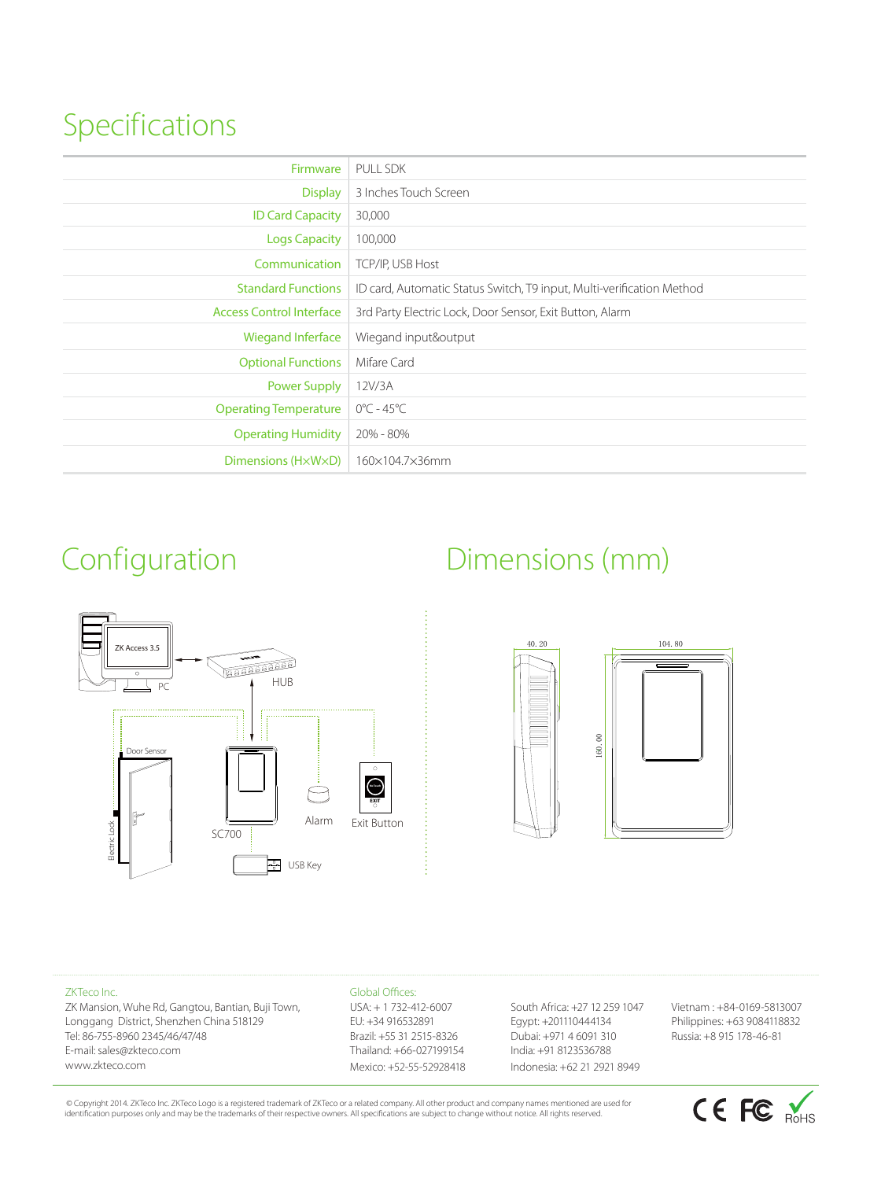# Specifications

| | |
|---|---|
| Firmware | PULL SDK |
| Display | 3 Inches Touch Screen |
| ID Card Capacity | 30,000 |
| Logs Capacity | 100,000 |
| Communication | TCP/IP, USB Host |
| Standard Functions | ID card, Automatic Status Switch, T9 input, Multi-verification Method |
| Access Control Interface | 3rd Party Electric Lock, Door Sensor, Exit Button, Alarm |
| Wiegand Inferface | Wiegand input&output |
| Optional Functions | Mifare Card |
| Power Supply | 12V/3A |
| Operating Temperature | 0℃ - 45℃ |
| Operating Humidity | 20% - 80% |
| Dimensions (H×W×D) | 160×104.7×36mm |

# Configuration

ZK Access 3.5

PC

HUB

Door Sensor

Electric Lock

SC700

Alarm

Exit Button

USB Key

# Dimensions (mm)

40. 20

104. 80

160. 00

ZKTeco Inc.
ZK Mansion, Wuhe Rd, Gangtou, Bantian, Buji Town,
Longgang District, Shenzhen China 518129
Tel: 86-755-8960 2345/46/47/48
E-mail: sales@zkteco.com
www.zkteco.com

Global Offices:
USA: + 1 732-412-6007
EU: +34 916532891
Brazil: +55 31 2515-8326
Thailand: +66-027199154
Mexico: +52-55-52928418

South Africa: +27 12 259 1047
Egypt: +201110444134
Dubai: +971 4 6091 310
India: +91 8123536788
Indonesia: +62 21 2921 8949

Vietnam : +84-0169-5813007
Philippines: +63 9084118832
Russia: +8 915 178-46-81

© Copyright 2014. ZKTeco Inc. ZKTeco Logo is a registered trademark of ZKTeco or a related company. All other product and company names mentioned are used for identification purposes only and may be the trademarks of their respective owners. All specifications are subject to change without notice. All rights reserved.

CE FC RoHS